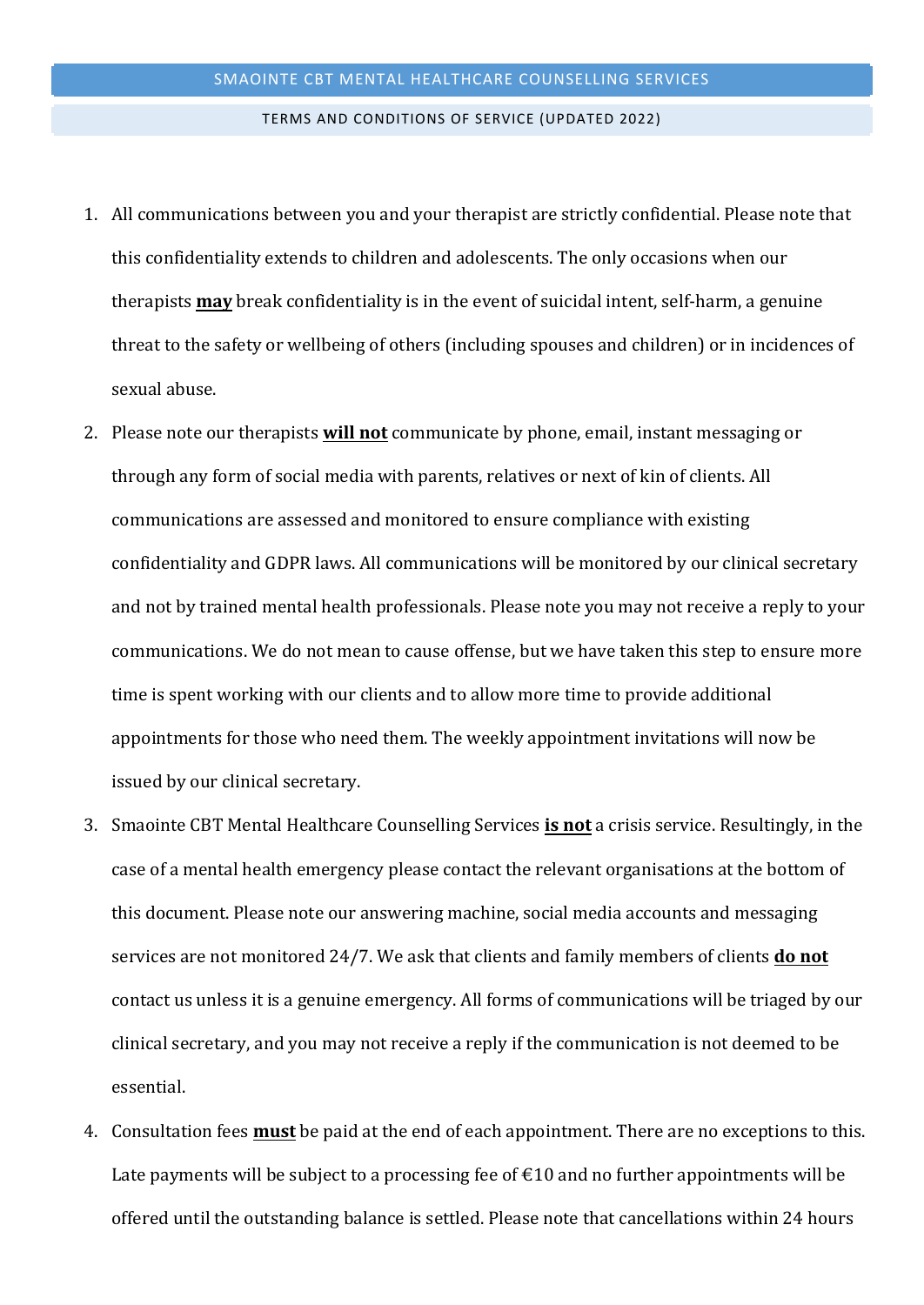# SMAOINTE CBT MENTAL HEALTHCARE COUNSELLING SERVICES

## TERMS AND CONDITIONS OF SERVICE (UPDATED 2022)

1. All communications between you and your therapist are strictly confidential. Please note that this confidentiality extends to children and adolescents. The only occasions when our therapists **may** break confidentiality is in the event of suicidal intent, self-harm, a genuine threat to the safety or wellbeing of others (including spouses and children) or in incidences of sexual abuse.
2. Please note our therapists **will not** communicate by phone, email, instant messaging or through any form of social media with parents, relatives or next of kin of clients. All communications are assessed and monitored to ensure compliance with existing confidentiality and GDPR laws. All communications will be monitored by our clinical secretary and not by trained mental health professionals. Please note you may not receive a reply to your communications. We do not mean to cause offense, but we have taken this step to ensure more time is spent working with our clients and to allow more time to provide additional appointments for those who need them. The weekly appointment invitations will now be issued by our clinical secretary.
3. Smaointe CBT Mental Healthcare Counselling Services **is not** a crisis service. Resultingly, in the case of a mental health emergency please contact the relevant organisations at the bottom of this document. Please note our answering machine, social media accounts and messaging services are not monitored 24/7. We ask that clients and family members of clients **do not** contact us unless it is a genuine emergency. All forms of communications will be triaged by our clinical secretary, and you may not receive a reply if the communication is not deemed to be essential.
4. Consultation fees **must** be paid at the end of each appointment. There are no exceptions to this. Late payments will be subject to a processing fee of €10 and no further appointments will be offered until the outstanding balance is settled. Please note that cancellations within 24 hours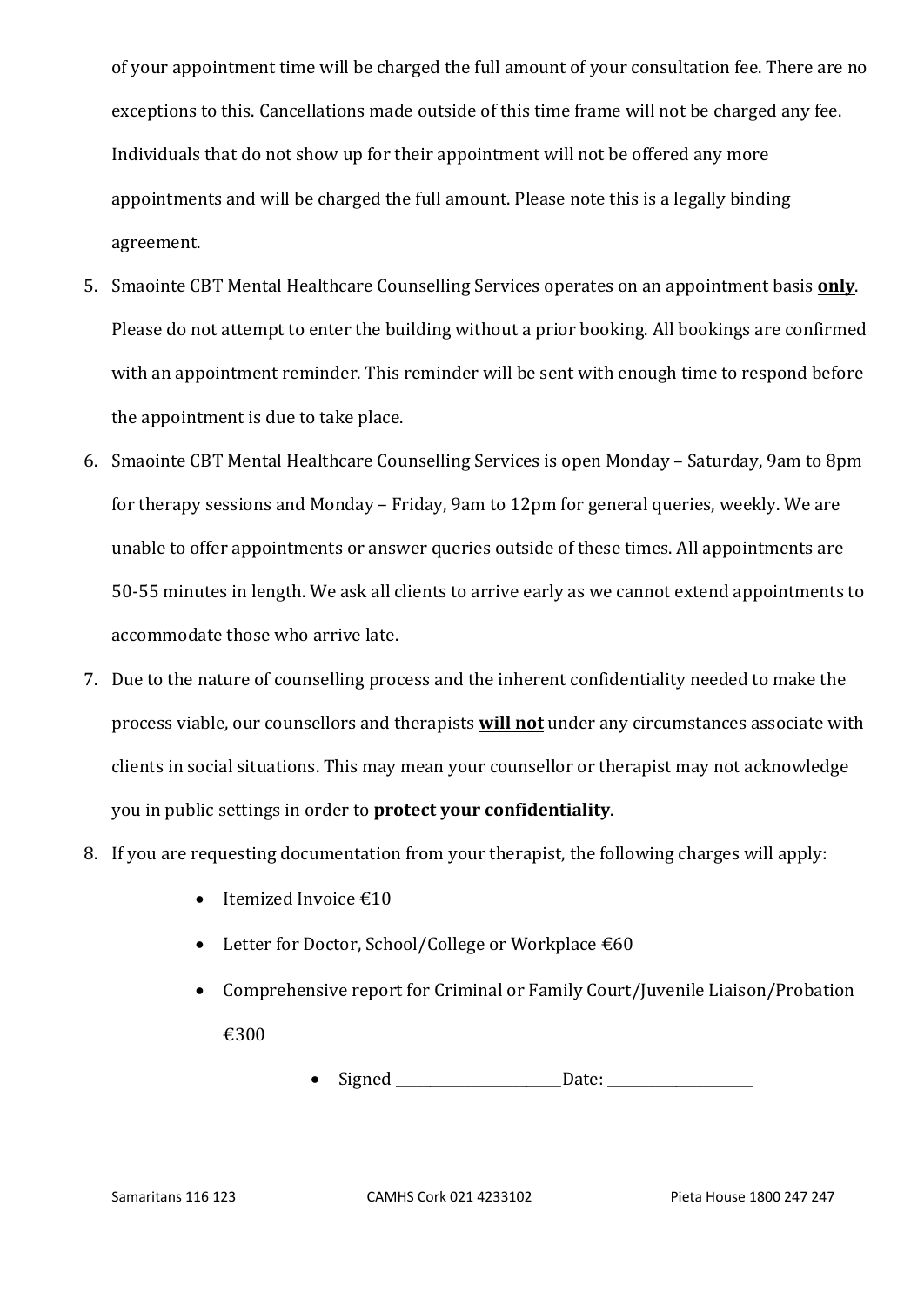of your appointment time will be charged the full amount of your consultation fee. There are no exceptions to this. Cancellations made outside of this time frame will not be charged any fee. Individuals that do not show up for their appointment will not be offered any more appointments and will be charged the full amount. Please note this is a legally binding agreement.

5. Smaointe CBT Mental Healthcare Counselling Services operates on an appointment basis **only**. Please do not attempt to enter the building without a prior booking. All bookings are confirmed with an appointment reminder. This reminder will be sent with enough time to respond before the appointment is due to take place.
6. Smaointe CBT Mental Healthcare Counselling Services is open Monday – Saturday, 9am to 8pm for therapy sessions and Monday – Friday, 9am to 12pm for general queries, weekly. We are unable to offer appointments or answer queries outside of these times. All appointments are 50-55 minutes in length. We ask all clients to arrive early as we cannot extend appointments to accommodate those who arrive late.
7. Due to the nature of counselling process and the inherent confidentiality needed to make the process viable, our counsellors and therapists **will not** under any circumstances associate with clients in social situations. This may mean your counsellor or therapist may not acknowledge you in public settings in order to **protect your confidentiality**.
8. If you are requesting documentation from your therapist, the following charges will apply:
    - Itemized Invoice €10
    - Letter for Doctor, School/College or Workplace €60
    - Comprehensive report for Criminal or Family Court/Juvenile Liaison/Probation €300

        - Signed ______________________Date: ___________________

Samaritans 116 123 CAMHS Cork 021 4233102 Pieta House 1800 247 247